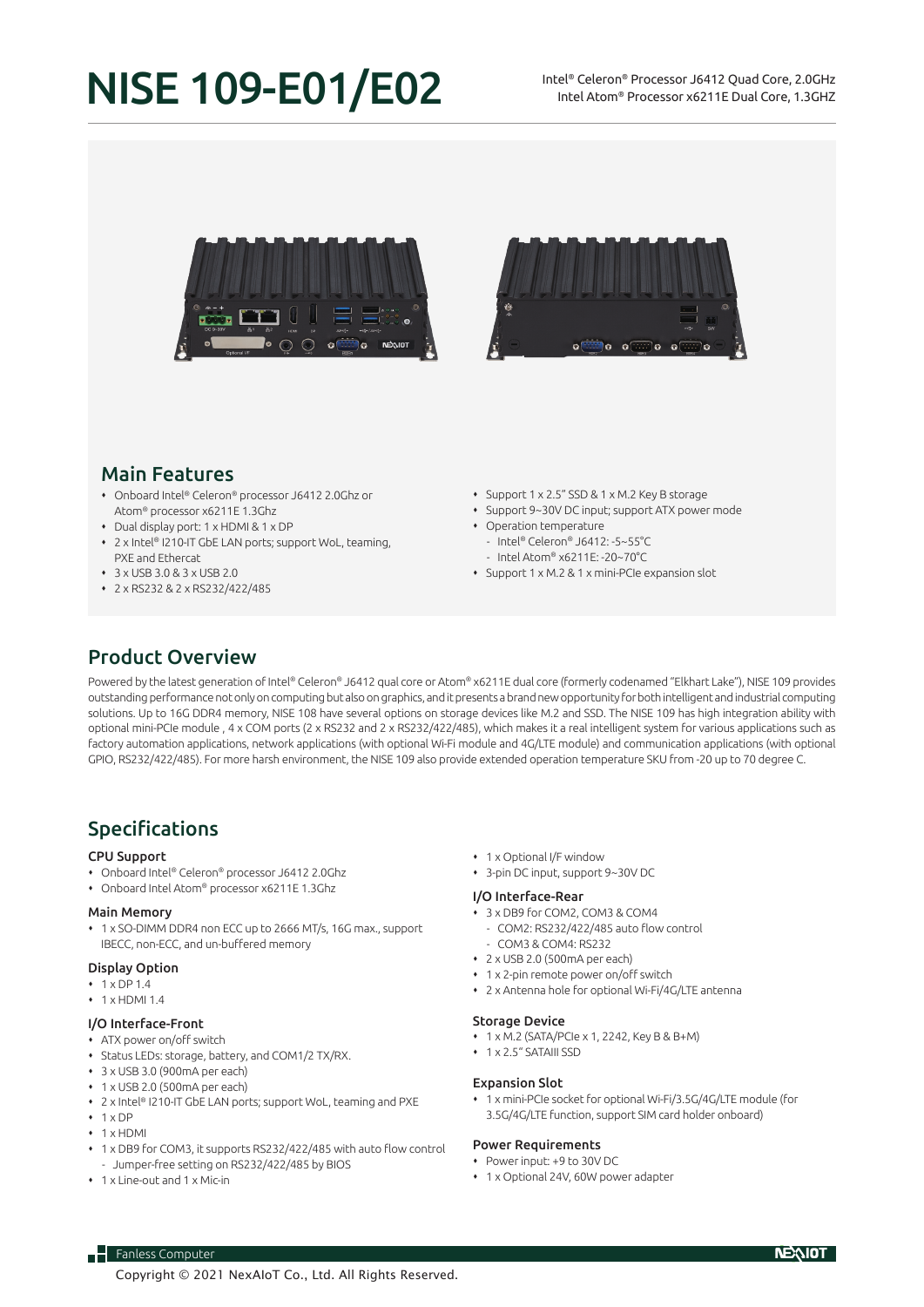# NISE 109-E01/E02

Intel® Celeron® Processor J6412 Quad Core, 2.0GHz
Intel Atom® Processor x6211E Dual Core, 1.3GHZ

## Main Features

- Onboard Intel® Celeron® processor J6412 2.0Ghz or Atom® processor x6211E 1.3Ghz
- Dual display port: 1 x HDMI & 1 x DP
- 2 x Intel® I210-IT GbE LAN ports; support WoL, teaming, PXE and Ethercat
- 3 x USB 3.0 & 3 x USB 2.0
- 2 x RS232 & 2 x RS232/422/485
- Support 1 x 2.5" SSD & 1 x M.2 Key B storage
- Support 9~30V DC input; support ATX power mode
- Operation temperature
  - Intel® Celeron® J6412: -5~55°C
  - Intel Atom® x6211E: -20~70°C
- Support 1 x M.2 & 1 x mini-PCIe expansion slot

## Product Overview

Powered by the latest generation of Intel® Celeron® J6412 qual core or Atom® x6211E dual core (formerly codenamed "Elkhart Lake"), NISE 109 provides outstanding performance not only on computing but also on graphics, and it presents a brand new opportunity for both intelligent and industrial computing solutions. Up to 16G DDR4 memory, NISE 108 have several options on storage devices like M.2 and SSD. The NISE 109 has high integration ability with optional mini-PCIe module , 4 x COM ports (2 x RS232 and 2 x RS232/422/485), which makes it a real intelligent system for various applications such as factory automation applications, network applications (with optional Wi-Fi module and 4G/LTE module) and communication applications (with optional GPIO, RS232/422/485). For more harsh environment, the NISE 109 also provide extended operation temperature SKU from -20 up to 70 degree C.

## Specifications

### CPU Support

- Onboard Intel® Celeron® processor J6412 2.0Ghz
- Onboard Intel Atom® processor x6211E 1.3Ghz

### Main Memory

- 1 x SO-DIMM DDR4 non ECC up to 2666 MT/s, 16G max., support IBECC, non-ECC, and un-buffered memory

### Display Option

- 1 x DP 1.4
- 1 x HDMI 1.4

### I/O Interface-Front

- ATX power on/off switch
- Status LEDs: storage, battery, and COM1/2 TX/RX.
- 3 x USB 3.0 (900mA per each)
- 1 x USB 2.0 (500mA per each)
- 2 x Intel® I210-IT GbE LAN ports; support WoL, teaming and PXE
- 1 x DP
- 1 x HDMI
- 1 x DB9 for COM3, it supports RS232/422/485 with auto flow control
  - Jumper-free setting on RS232/422/485 by BIOS
- 1 x Line-out and 1 x Mic-in
- 1 x Optional I/F window
- 3-pin DC input, support 9~30V DC

### I/O Interface-Rear

- 3 x DB9 for COM2, COM3 & COM4
  - COM2: RS232/422/485 auto flow control
  - COM3 & COM4: RS232
- 2 x USB 2.0 (500mA per each)
- 1 x 2-pin remote power on/off switch
- 2 x Antenna hole for optional Wi-Fi/4G/LTE antenna

### Storage Device

- 1 x M.2 (SATA/PCIe x 1, 2242, Key B & B+M)
- 1 x 2.5" SATAIII SSD

### Expansion Slot

- 1 x mini-PCIe socket for optional Wi-Fi/3.5G/4G/LTE module (for 3.5G/4G/LTE function, support SIM card holder onboard)

### Power Requirements

- Power input: +9 to 30V DC
- 1 x Optional 24V, 60W power adapter

Fanless Computer

Copyright © 2021 NexAIoT Co., Ltd. All Rights Reserved.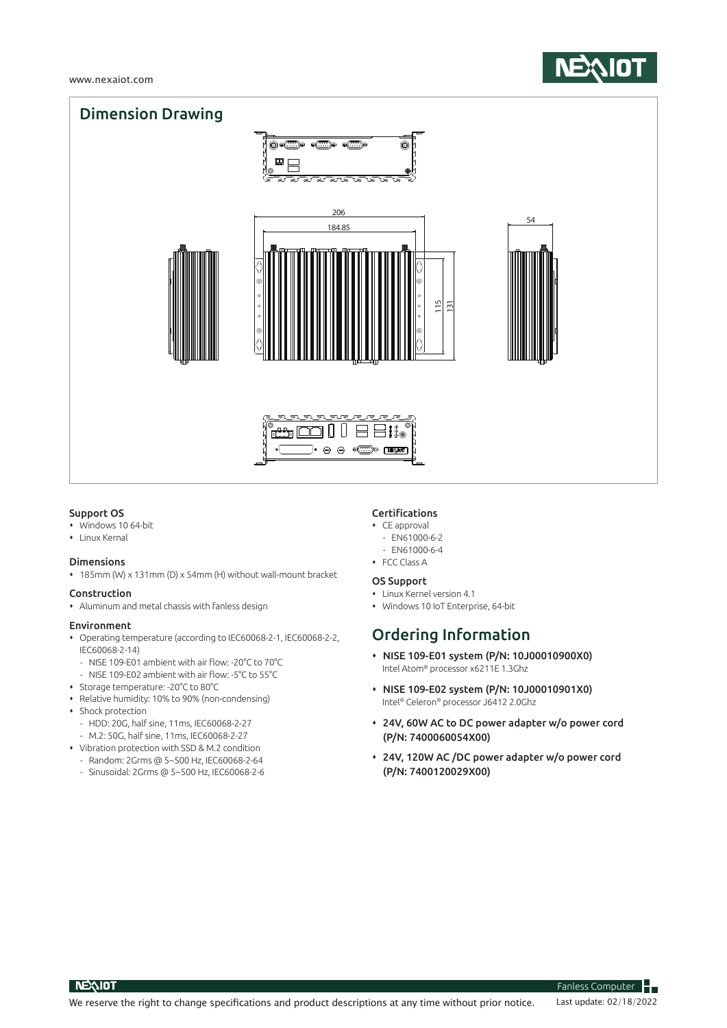## Dimension Drawing

206

184.85

54

115

131

### Support OS

- Windows 10 64-bit
- Linux Kernal

### Dimensions

- 185mm (W) x 131mm (D) x 54mm (H) without wall-mount bracket

### Construction

- Aluminum and metal chassis with fanless design

### Environment

- Operating temperature (according to IEC60068-2-1, IEC60068-2-2, IEC60068-2-14)
  - NISE 109-E01 ambient with air flow: -20°C to 70°C
  - NISE 109-E02 ambient with air flow: -5°C to 55°C
- Storage temperature: -20°C to 80°C
- Relative humidity: 10% to 90% (non-condensing)
- Shock protection
  - HDD: 20G, half sine, 11ms, IEC60068-2-27
  - M.2: 50G, half sine, 11ms, IEC60068-2-27
- Vibration protection with SSD & M.2 condition
  - Random: 2Grms @ 5~500 Hz, IEC60068-2-64
  - Sinusoidal: 2Grms @ 5~500 Hz, IEC60068-2-6

### Certifications

- CE approval
  - EN61000-6-2
  - EN61000-6-4
- FCC Class A

### OS Support

- Linux Kernel version 4.1
- Windows 10 IoT Enterprise, 64-bit

## Ordering Information

- **NISE 109-E01 system (P/N: 10J00010900X0)**
  Intel Atom® processor x6211E 1.3Ghz
- **NISE 109-E02 system (P/N: 10J00010901X0)**
  Intel® Celeron® processor J6412 2.0Ghz
- **24V, 60W AC to DC power adapter w/o power cord (P/N: 7400060054X00)**
- **24V, 120W AC /DC power adapter w/o power cord (P/N: 7400120029X00)**

We reserve the right to change specifications and product descriptions at any time without prior notice.

Last update: 02/18/2022